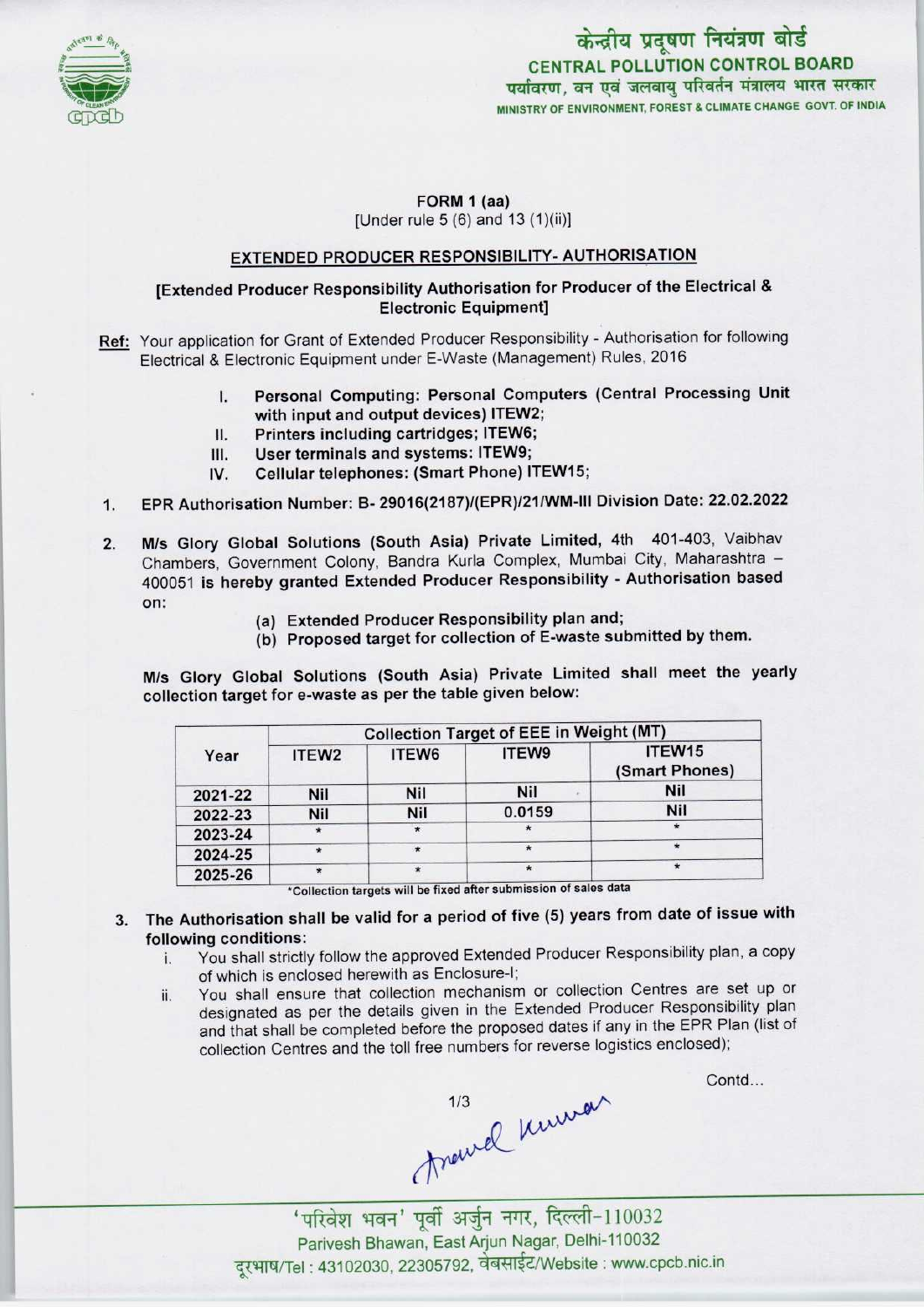केन्द्रीय प्रदूषण नियंत्रण बोर्ड
**CENTRAL POLLUTION CONTROL BOARD**
पर्यावरण, वन एवं जलवायु परिवर्तन मंत्रालय भारत सरकार
MINISTRY OF ENVIRONMENT, FOREST & CLIMATE CHANGE GOVT. OF INDIA

**FORM 1 (aa)**
[Under rule 5 (6) and 13 (1)(ii)]

## EXTENDED PRODUCER RESPONSIBILITY- AUTHORISATION

**[Extended Producer Responsibility Authorisation for Producer of the Electrical & Electronic Equipment]**

**Ref:** Your application for Grant of Extended Producer Responsibility - Authorisation for following Electrical & Electronic Equipment under E-Waste (Management) Rules, 2016

I. **Personal Computing: Personal Computers (Central Processing Unit with input and output devices) ITEW2;**
II. **Printers including cartridges; ITEW6;**
III. **User terminals and systems: ITEW9;**
IV. **Cellular telephones: (Smart Phone) ITEW15;**

1. EPR Authorisation Number: B- 29016(2187)/(EPR)/21/WM-III Division Date: **22.02.2022**

2. **M/s Glory Global Solutions (South Asia) Private Limited,** 4th 401-403, Vaibhav Chambers, Government Colony, Bandra Kurla Complex, Mumbai City, Maharashtra – 400051 **is hereby granted Extended Producer Responsibility - Authorisation based on:**
   (a) **Extended Producer Responsibility plan and;**
   (b) **Proposed target for collection of E-waste submitted by them.**

**M/s Glory Global Solutions (South Asia) Private Limited shall meet the yearly collection target for e-waste as per the table given below:**

| Year | Collection Target of EEE in Weight (MT) | | | |
|---|---|---|---|---|
| | ITEW2 | ITEW6 | ITEW9 | ITEW15 (Smart Phones) |
| 2021-22 | Nil | Nil | Nil | Nil |
| 2022-23 | Nil | Nil | 0.0159 | Nil |
| 2023-24 | * | * | * | * |
| 2024-25 | * | * | * | * |
| 2025-26 | * | * | * | * |

*Collection targets will be fixed after submission of sales data

3. **The Authorisation shall be valid for a period of five (5) years from date of issue with following conditions:**
   i. You shall strictly follow the approved Extended Producer Responsibility plan, a copy of which is enclosed herewith as Enclosure-I;
   ii. You shall ensure that collection mechanism or collection Centres are set up or designated as per the details given in the Extended Producer Responsibility plan and that shall be completed before the proposed dates if any in the EPR Plan (list of collection Centres and the toll free numbers for reverse logistics enclosed);

Contd...

'परिवेश भवन' पूर्वी अर्जुन नगर, दिल्ली-110032
Parivesh Bhawan, East Arjun Nagar, Delhi-110032
दूरभाष/Tel : 43102030, 22305792, वेबसाईट/Website : www.cpcb.nic.in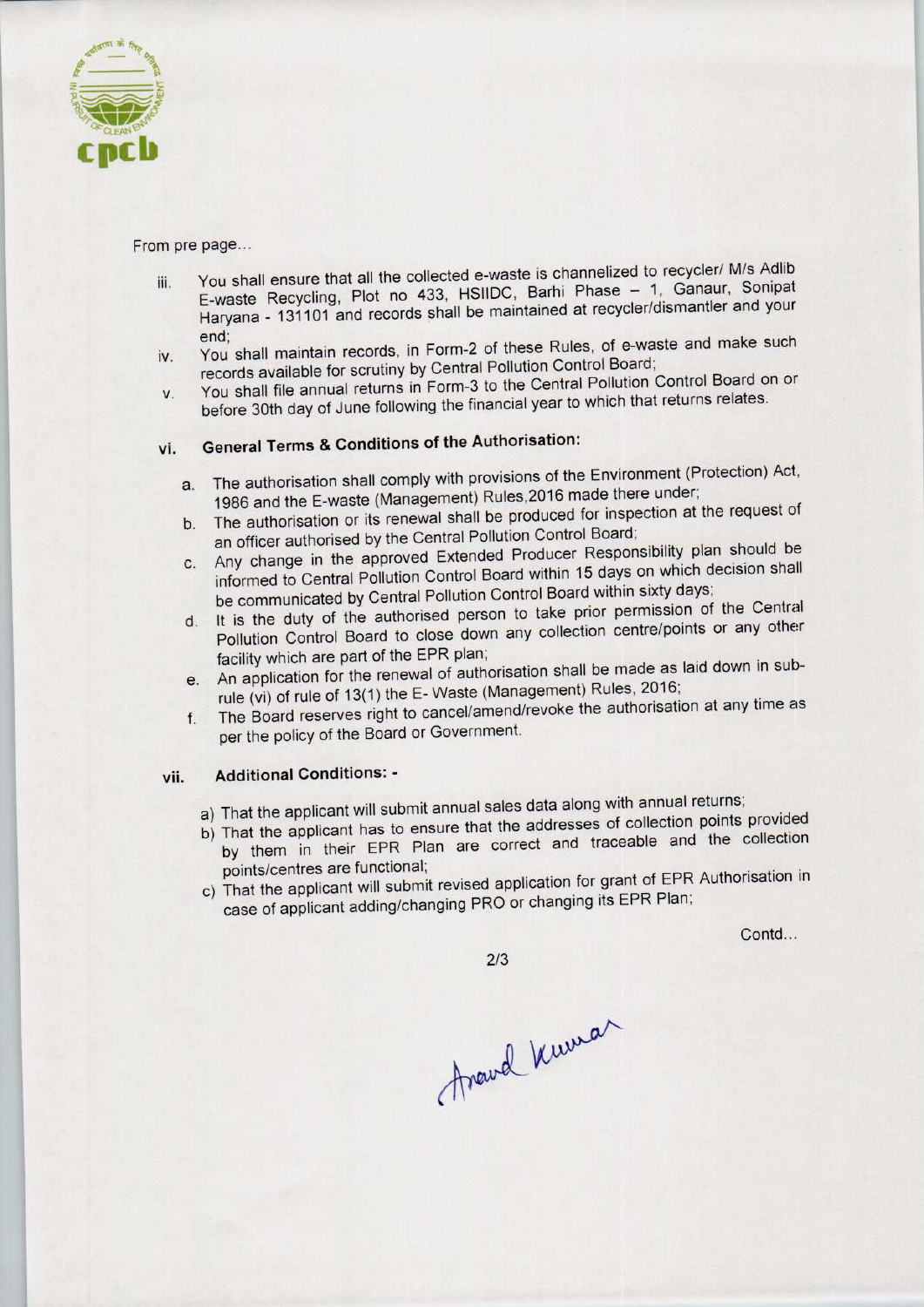From pre page...

iii. You shall ensure that all the collected e-waste is channelized to recycler/ M/s Adlib E-waste Recycling, Plot no 433, HSIIDC, Barhi Phase – 1, Ganaur, Sonipat Haryana - 131101 and records shall be maintained at recycler/dismantler and your end;
iv. You shall maintain records, in Form-2 of these Rules, of e-waste and make such records available for scrutiny by Central Pollution Control Board;
v. You shall file annual returns in Form-3 to the Central Pollution Control Board on or before 30th day of June following the financial year to which that returns relates.

vi. **General Terms & Conditions of the Authorisation:**

a. The authorisation shall comply with provisions of the Environment (Protection) Act, 1986 and the E-waste (Management) Rules,2016 made there under;
b. The authorisation or its renewal shall be produced for inspection at the request of an officer authorised by the Central Pollution Control Board;
c. Any change in the approved Extended Producer Responsibility plan should be informed to Central Pollution Control Board within 15 days on which decision shall be communicated by Central Pollution Control Board within sixty days;
d. It is the duty of the authorised person to take prior permission of the Central Pollution Control Board to close down any collection centre/points or any other facility which are part of the EPR plan;
e. An application for the renewal of authorisation shall be made as laid down in sub-rule (vi) of rule of 13(1) the E- Waste (Management) Rules, 2016;
f. The Board reserves right to cancel/amend/revoke the authorisation at any time as per the policy of the Board or Government.

vii. **Additional Conditions: -**

a) That the applicant will submit annual sales data along with annual returns;
b) That the applicant has to ensure that the addresses of collection points provided by them in their EPR Plan are correct and traceable and the collection points/centres are functional;
c) That the applicant will submit revised application for grant of EPR Authorisation in case of applicant adding/changing PRO or changing its EPR Plan;

Contd...

Anand Kumar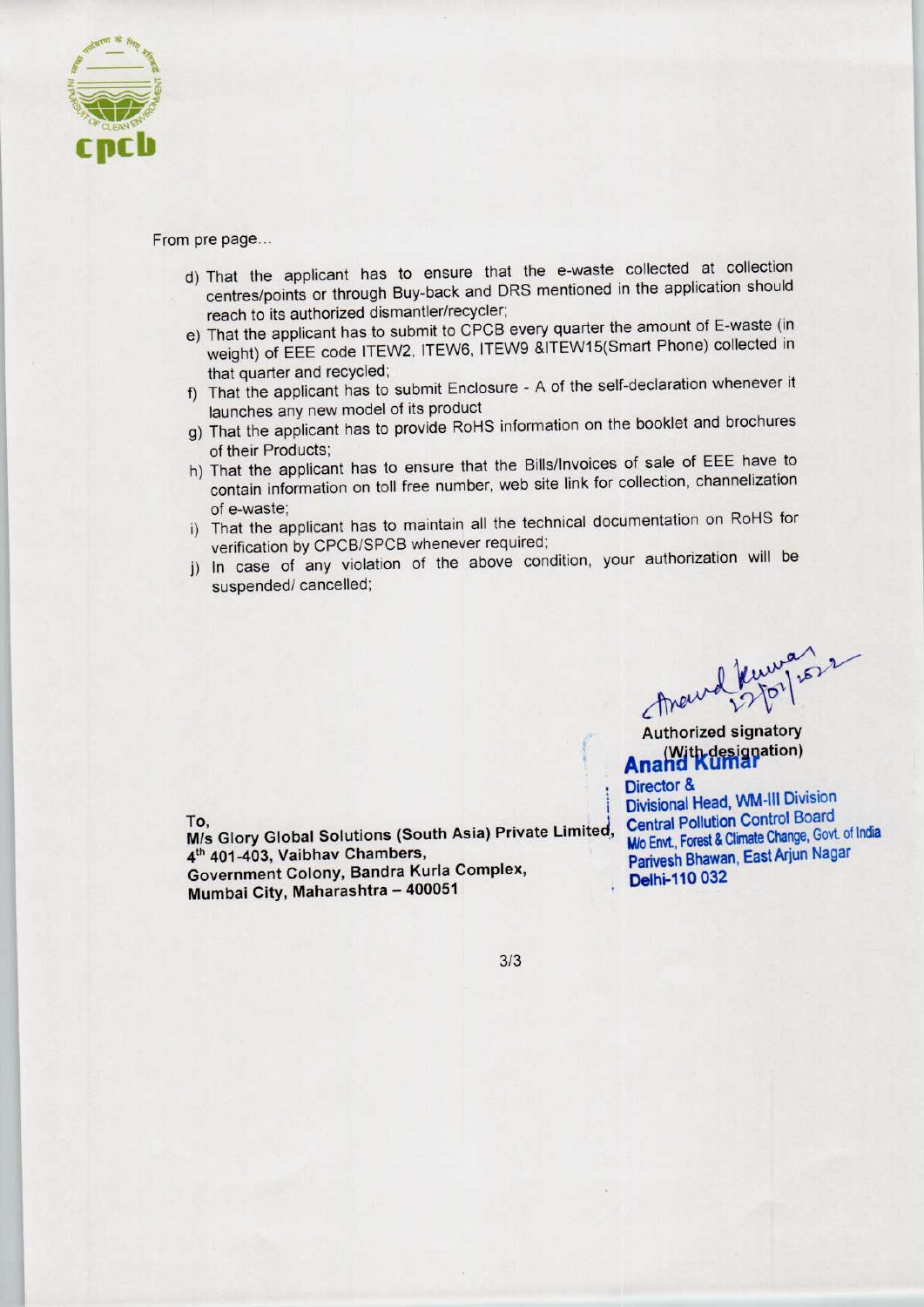From pre page...

d) That the applicant has to ensure that the e-waste collected at collection centres/points or through Buy-back and DRS mentioned in the application should reach to its authorized dismantler/recycler;
e) That the applicant has to submit to CPCB every quarter the amount of E-waste (in weight) of EEE code ITEW2, ITEW6, ITEW9 &ITEW15(Smart Phone) collected in that quarter and recycled;
f) That the applicant has to submit Enclosure - A of the self-declaration whenever it launches any new model of its product
g) That the applicant has to provide RoHS information on the booklet and brochures of their Products;
h) That the applicant has to ensure that the Bills/Invoices of sale of EEE have to contain information on toll free number, web site link for collection, channelization of e-waste;
i) That the applicant has to maintain all the technical documentation on RoHS for verification by CPCB/SPCB whenever required;
j) In case of any violation of the above condition, your authorization will be suspended/ cancelled;

Anand Kumar
27/01/2022

Authorized signatory
(With designation)
**Anand Kumar**
Director &
Divisional Head, WM-III Division
Central Pollution Control Board
M/o Envt., Forest & Climate Change, Govt. of India
Parivesh Bhawan, East Arjun Nagar
Delhi-110 032

To,
**M/s Glory Global Solutions (South Asia) Private Limited,**
**4th 401-403, Vaibhav Chambers,**
**Government Colony, Bandra Kurla Complex,**
**Mumbai City, Maharashtra – 400051**